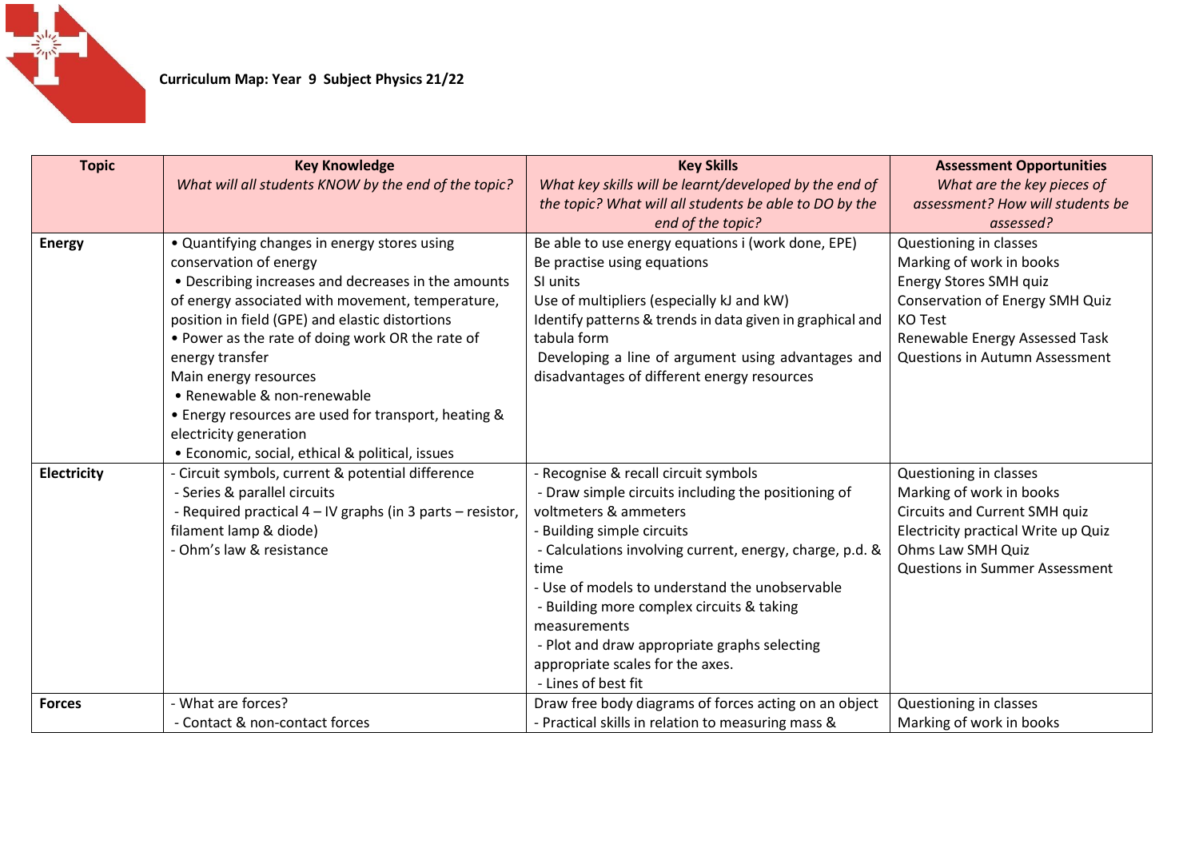**Curriculum Map: Year 9 Subject Physics 21/22**

| Topic | Key Knowledge<br>*What will all students KNOW by the end of the topic?* | Key Skills<br>*What key skills will be learnt/developed by the end of the topic? What will all students be able to DO by the end of the topic?* | Assessment Opportunities<br>*What are the key pieces of assessment? How will students be assessed?* |
|---|---|---|---|
| **Energy** | • Quantifying changes in energy stores using conservation of energy<br>• Describing increases and decreases in the amounts of energy associated with movement, temperature, position in field (GPE) and elastic distortions<br>• Power as the rate of doing work OR the rate of energy transfer<br>Main energy resources<br>• Renewable & non-renewable<br>• Energy resources are used for transport, heating & electricity generation<br>• Economic, social, ethical & political, issues | Be able to use energy equations i (work done, EPE)<br>Be practise using equations<br>SI units<br>Use of multipliers (especially kJ and kW)<br>Identify patterns & trends in data given in graphical and tabula form<br>Developing a line of argument using advantages and disadvantages of different energy resources | Questioning in classes<br>Marking of work in books<br>Energy Stores SMH quiz<br>Conservation of Energy SMH Quiz<br>KO Test<br>Renewable Energy Assessed Task<br>Questions in Autumn Assessment |
| **Electricity** | - Circuit symbols, current & potential difference<br>- Series & parallel circuits<br>- Required practical 4 – IV graphs (in 3 parts – resistor, filament lamp & diode)<br>- Ohm's law & resistance | - Recognise & recall circuit symbols<br>- Draw simple circuits including the positioning of voltmeters & ammeters<br>- Building simple circuits<br>- Calculations involving current, energy, charge, p.d. & time<br>- Use of models to understand the unobservable<br>- Building more complex circuits & taking measurements<br>- Plot and draw appropriate graphs selecting appropriate scales for the axes.<br>- Lines of best fit | Questioning in classes<br>Marking of work in books<br>Circuits and Current SMH quiz<br>Electricity practical Write up Quiz<br>Ohms Law SMH Quiz<br>Questions in Summer Assessment |
| **Forces** | - What are forces?<br>- Contact & non-contact forces | Draw free body diagrams of forces acting on an object<br>- Practical skills in relation to measuring mass & | Questioning in classes<br>Marking of work in books |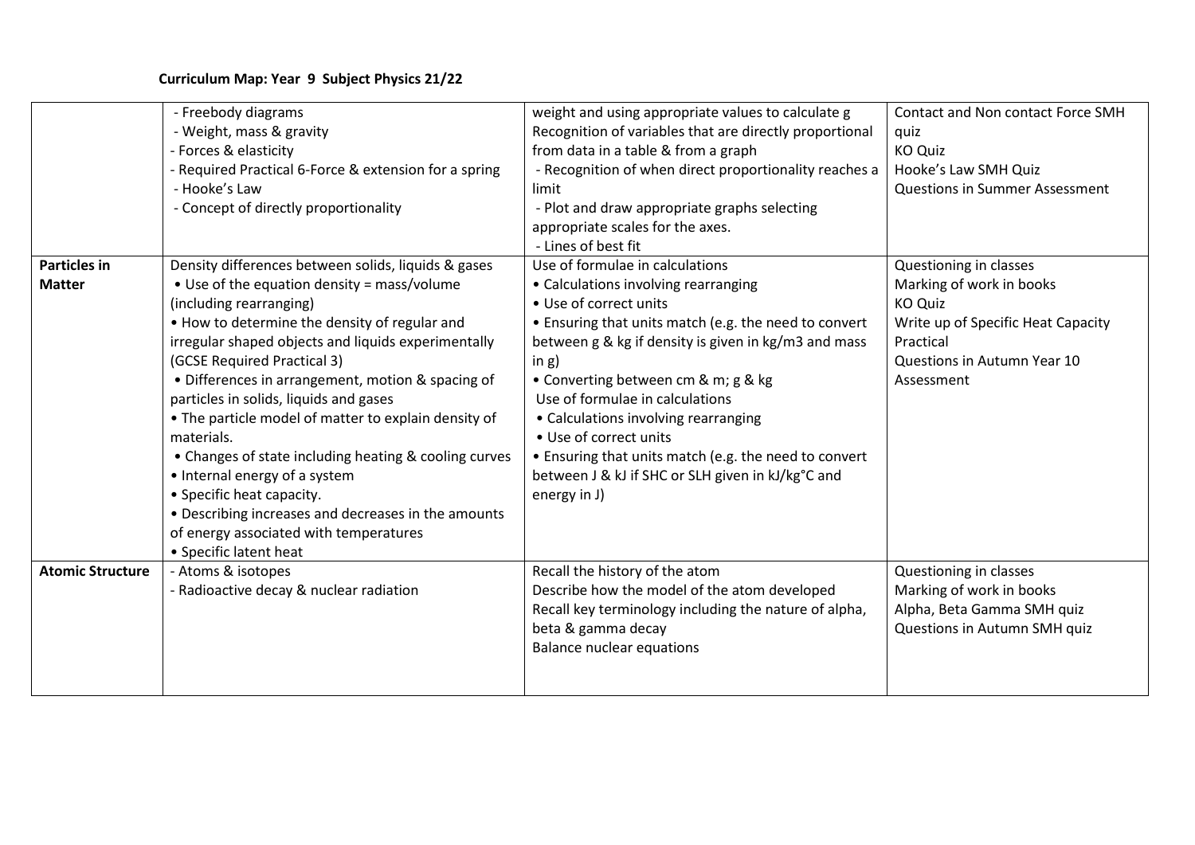**Curriculum Map: Year 9 Subject Physics 21/22**

| | | | |
|---|---|---|---|
| | - Freebody diagrams<br>- Weight, mass & gravity<br>- Forces & elasticity<br>- Required Practical 6-Force & extension for a spring<br>- Hooke's Law<br>- Concept of directly proportionality | weight and using appropriate values to calculate g<br>Recognition of variables that are directly proportional from data in a table & from a graph<br>- Recognition of when direct proportionality reaches a limit<br>- Plot and draw appropriate graphs selecting appropriate scales for the axes.<br>- Lines of best fit | Contact and Non contact Force SMH quiz<br>KO Quiz<br>Hooke's Law SMH Quiz<br>Questions in Summer Assessment |
| **Particles in Matter** | Density differences between solids, liquids & gases<br>• Use of the equation density = mass/volume (including rearranging)<br>• How to determine the density of regular and irregular shaped objects and liquids experimentally (GCSE Required Practical 3)<br>• Differences in arrangement, motion & spacing of particles in solids, liquids and gases<br>• The particle model of matter to explain density of materials.<br>• Changes of state including heating & cooling curves<br>• Internal energy of a system<br>• Specific heat capacity.<br>• Describing increases and decreases in the amounts of energy associated with temperatures<br>• Specific latent heat | Use of formulae in calculations<br>• Calculations involving rearranging<br>• Use of correct units<br>• Ensuring that units match (e.g. the need to convert between g & kg if density is given in kg/m3 and mass in g)<br>• Converting between cm & m; g & kg<br>Use of formulae in calculations<br>• Calculations involving rearranging<br>• Use of correct units<br>• Ensuring that units match (e.g. the need to convert between J & kJ if SHC or SLH given in kJ/kg°C and energy in J) | Questioning in classes<br>Marking of work in books<br>KO Quiz<br>Write up of Specific Heat Capacity Practical<br>Questions in Autumn Year 10 Assessment |
| **Atomic Structure** | - Atoms & isotopes<br>- Radioactive decay & nuclear radiation | Recall the history of the atom<br>Describe how the model of the atom developed<br>Recall key terminology including the nature of alpha, beta & gamma decay<br>Balance nuclear equations | Questioning in classes<br>Marking of work in books<br>Alpha, Beta Gamma SMH quiz<br>Questions in Autumn SMH quiz |